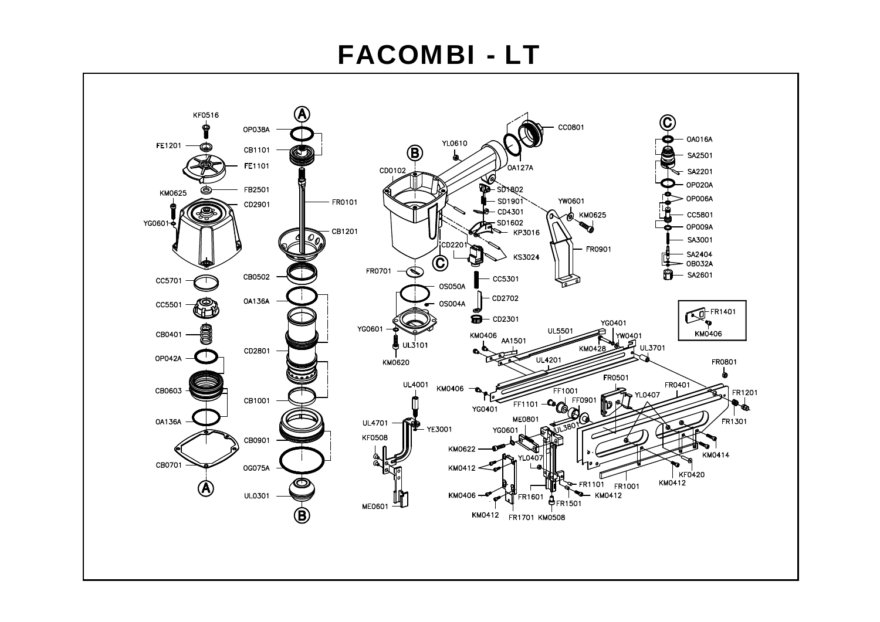# FACOMBI - LT

KF0516
FE1201
FE1101
FB2501
KM0625
CD2901
YG0601
CC5701
CC5501
CB0401
OP042A
CB0603
OA136A
CB0701

A

OP038A
CB1101
FR0101
CB1201
CB0502
OA136A
CD2801
CB1001
CB0901
OG075A
UL0301

B

CD0102
YL0610
CC0801
OA127A
SD1802
SD1901
CD4301
SD1602
KP3016
CD2201
KS3024
YW0601
KM0625
FR0901
FR0701
CC5301
CD2702
CD2301
OS050A
OS004A
YG0601
UL3101
KM0620

C

OA016A
SA2501
SA2201
OP020A
OP006A
CC5801
OP009A
SA3001
SA2404
OB032A
SA2601

FR1401
KM0406

KM0406
AA1501
UL5501
YG0401
YW0401
KM0428
UL3701
UL4201
KM0406
YG0401
FR0801
FR0501
FR0401
FR1201
FF1001
FF1101
FF0901
YL0407
FR1301
ME0801
UL3801
YG0601
KM0622
YL0407
KM0414
KM0412
KF0420
FR1101
FR1001
KM0412
KM0406
FR1601
KM0412
FR1501
KM0412
FR1701
KM0508

UL4001
UL4701
YE3001
KF0508
ME0601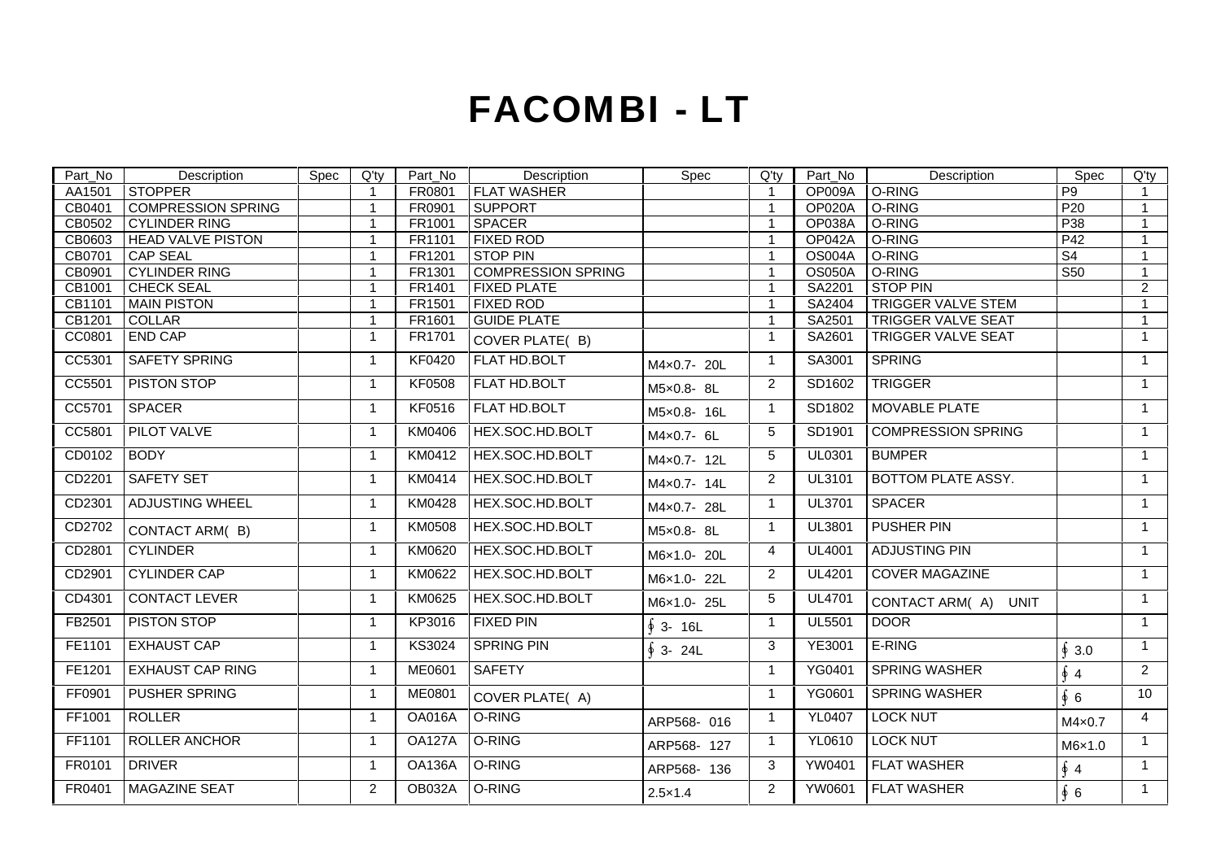# FACOMBI - LT

| Part_No | Description | Spec | Q'ty | Part_No | Description | Spec | Q'ty | Part_No | Description | Spec | Q'ty |
|---|---|---|---|---|---|---|---|---|---|---|---|
| AA1501 | STOPPER | | 1 | FR0801 | FLAT WASHER | | 1 | OP009A | O-RING | P9 | 1 |
| CB0401 | COMPRESSION SPRING | | 1 | FR0901 | SUPPORT | | 1 | OP020A | O-RING | P20 | 1 |
| CB0502 | CYLINDER RING | | 1 | FR1001 | SPACER | | 1 | OP038A | O-RING | P38 | 1 |
| CB0603 | HEAD VALVE PISTON | | 1 | FR1101 | FIXED ROD | | 1 | OP042A | O-RING | P42 | 1 |
| CB0701 | CAP SEAL | | 1 | FR1201 | STOP PIN | | 1 | OS004A | O-RING | S4 | 1 |
| CB0901 | CYLINDER RING | | 1 | FR1301 | COMPRESSION SPRING | | 1 | OS050A | O-RING | S50 | 1 |
| CB1001 | CHECK SEAL | | 1 | FR1401 | FIXED PLATE | | 1 | SA2201 | STOP PIN | | 2 |
| CB1101 | MAIN PISTON | | 1 | FR1501 | FIXED ROD | | 1 | SA2404 | TRIGGER VALVE STEM | | 1 |
| CB1201 | COLLAR | | 1 | FR1601 | GUIDE PLATE | | 1 | SA2501 | TRIGGER VALVE SEAT | | 1 |
| CC0801 | END CAP | | 1 | FR1701 | COVER PLATE( B) | | 1 | SA2601 | TRIGGER VALVE SEAT | | 1 |
| CC5301 | SAFETY SPRING | | 1 | KF0420 | FLAT HD.BOLT | M4×0.7- 20L | 1 | SA3001 | SPRING | | 1 |
| CC5501 | PISTON STOP | | 1 | KF0508 | FLAT HD.BOLT | M5×0.8- 8L | 2 | SD1602 | TRIGGER | | 1 |
| CC5701 | SPACER | | 1 | KF0516 | FLAT HD.BOLT | M5×0.8- 16L | 1 | SD1802 | MOVABLE PLATE | | 1 |
| CC5801 | PILOT VALVE | | 1 | KM0406 | HEX.SOC.HD.BOLT | M4×0.7- 6L | 5 | SD1901 | COMPRESSION SPRING | | 1 |
| CD0102 | BODY | | 1 | KM0412 | HEX.SOC.HD.BOLT | M4×0.7- 12L | 5 | UL0301 | BUMPER | | 1 |
| CD2201 | SAFETY SET | | 1 | KM0414 | HEX.SOC.HD.BOLT | M4×0.7- 14L | 2 | UL3101 | BOTTOM PLATE ASSY. | | 1 |
| CD2301 | ADJUSTING WHEEL | | 1 | KM0428 | HEX.SOC.HD.BOLT | M4×0.7- 28L | 1 | UL3701 | SPACER | | 1 |
| CD2702 | CONTACT ARM( B) | | 1 | KM0508 | HEX.SOC.HD.BOLT | M5×0.8- 8L | 1 | UL3801 | PUSHER PIN | | 1 |
| CD2801 | CYLINDER | | 1 | KM0620 | HEX.SOC.HD.BOLT | M6×1.0- 20L | 4 | UL4001 | ADJUSTING PIN | | 1 |
| CD2901 | CYLINDER CAP | | 1 | KM0622 | HEX.SOC.HD.BOLT | M6×1.0- 22L | 2 | UL4201 | COVER MAGAZINE | | 1 |
| CD4301 | CONTACT LEVER | | 1 | KM0625 | HEX.SOC.HD.BOLT | M6×1.0- 25L | 5 | UL4701 | CONTACT ARM( A) UNIT | | 1 |
| FB2501 | PISTON STOP | | 1 | KP3016 | FIXED PIN | ∮ 3- 16L | 1 | UL5501 | DOOR | | 1 |
| FE1101 | EXHAUST CAP | | 1 | KS3024 | SPRING PIN | ∮ 3- 24L | 3 | YE3001 | E-RING | ∮ 3.0 | 1 |
| FE1201 | EXHAUST CAP RING | | 1 | ME0601 | SAFETY | | 1 | YG0401 | SPRING WASHER | ∮ 4 | 2 |
| FF0901 | PUSHER SPRING | | 1 | ME0801 | COVER PLATE( A) | | 1 | YG0601 | SPRING WASHER | ∮ 6 | 10 |
| FF1001 | ROLLER | | 1 | OA016A | O-RING | ARP568- 016 | 1 | YL0407 | LOCK NUT | M4×0.7 | 4 |
| FF1101 | ROLLER ANCHOR | | 1 | OA127A | O-RING | ARP568- 127 | 1 | YL0610 | LOCK NUT | M6×1.0 | 1 |
| FR0101 | DRIVER | | 1 | OA136A | O-RING | ARP568- 136 | 3 | YW0401 | FLAT WASHER | ∮ 4 | 1 |
| FR0401 | MAGAZINE SEAT | | 2 | OB032A | O-RING | 2.5×1.4 | 2 | YW0601 | FLAT WASHER | ∮ 6 | 1 |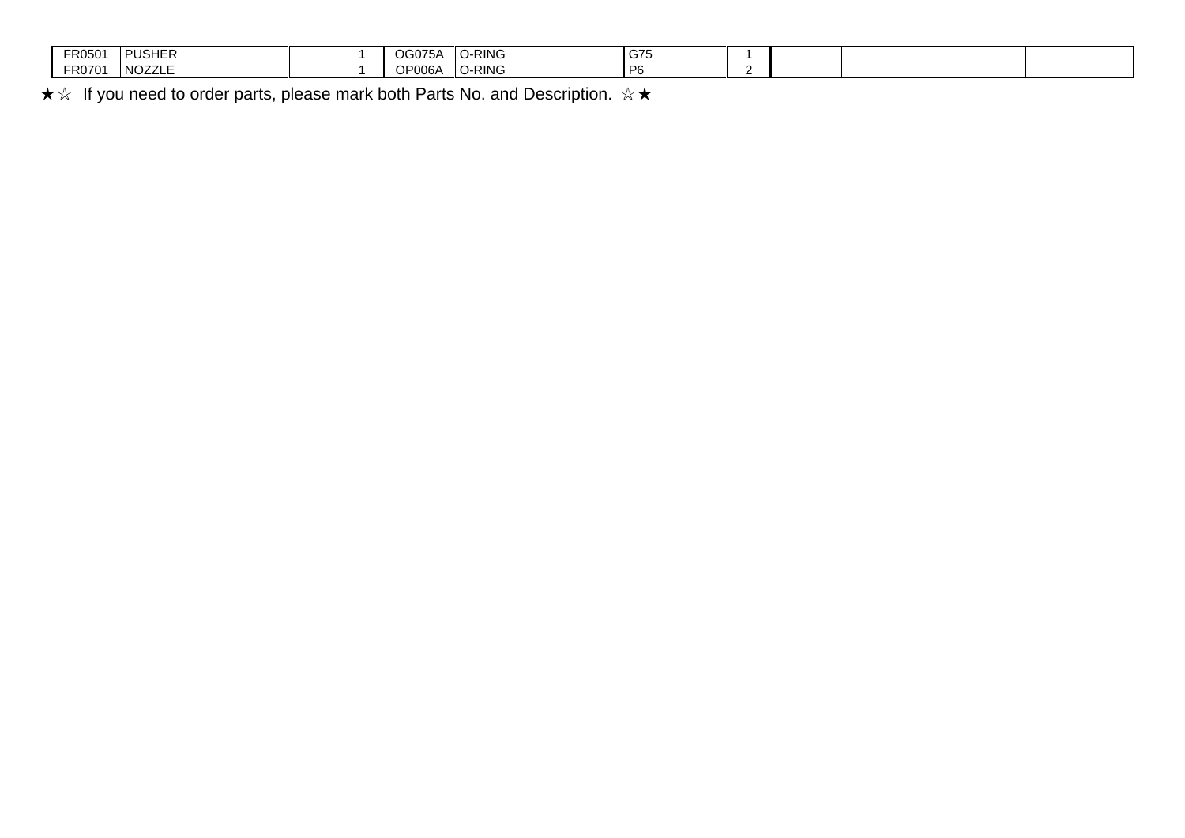| | | | | | | | | | | | |
|---|---|---|---|---|---|---|---|---|---|---|---|
| FR0501 | PUSHER | | 1 | OG075A | O-RING | G75 | 1 | | | | |
| FR0701 | NOZZLE | | 1 | OP006A | O-RING | P6 | 2 | | | | |

★☆ If you need to order parts, please mark both Parts No. and Description. ☆★